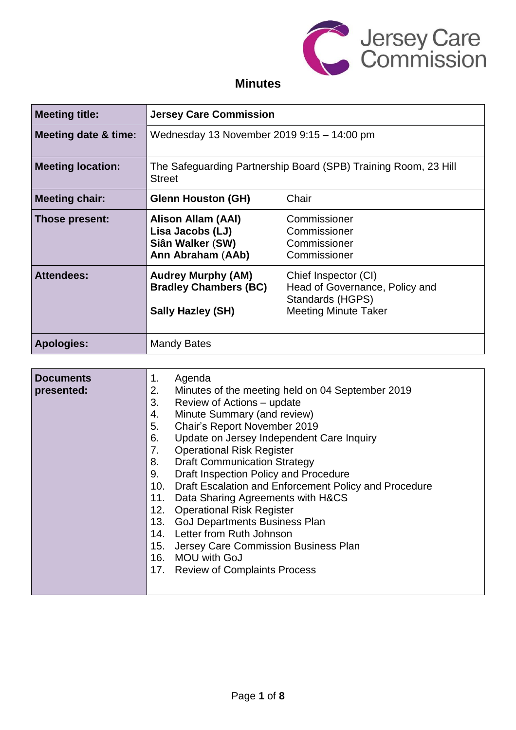Jersey Care Commission

# Minutes

| Meeting title: | **Jersey Care Commission** | |
|---|---|---|
| **Meeting date & time:** | Wednesday 13 November 2019 9:15 – 14:00 pm | |
| **Meeting location:** | The Safeguarding Partnership Board (SPB) Training Room, 23 Hill Street | |
| **Meeting chair:** | **Glenn Houston (GH)** | Chair |
| **Those present:** | **Alison Allam (AAl)**<br>**Lisa Jacobs (LJ)**<br>**Siân Walker** (**SW**)<br>**Ann Abraham** (**AAb**) | Commissioner<br>Commissioner<br>Commissioner<br>Commissioner |
| **Attendees:** | **Audrey Murphy (AM)**<br>**Bradley Chambers (BC)**<br>**Sally Hazley (SH)** | Chief Inspector (CI)<br>Head of Governance, Policy and Standards (HGPS)<br>Meeting Minute Taker |
| **Apologies:** | Mandy Bates | |

| Documents presented: | |
|---|---|
| | 1. Agenda<br>2. Minutes of the meeting held on 04 September 2019<br>3. Review of Actions – update<br>4. Minute Summary (and review)<br>5. Chair's Report November 2019<br>6. Update on Jersey Independent Care Inquiry<br>7. Operational Risk Register<br>8. Draft Communication Strategy<br>9. Draft Inspection Policy and Procedure<br>10. Draft Escalation and Enforcement Policy and Procedure<br>11. Data Sharing Agreements with H&CS<br>12. Operational Risk Register<br>13. GoJ Departments Business Plan<br>14. Letter from Ruth Johnson<br>15. Jersey Care Commission Business Plan<br>16. MOU with GoJ<br>17. Review of Complaints Process |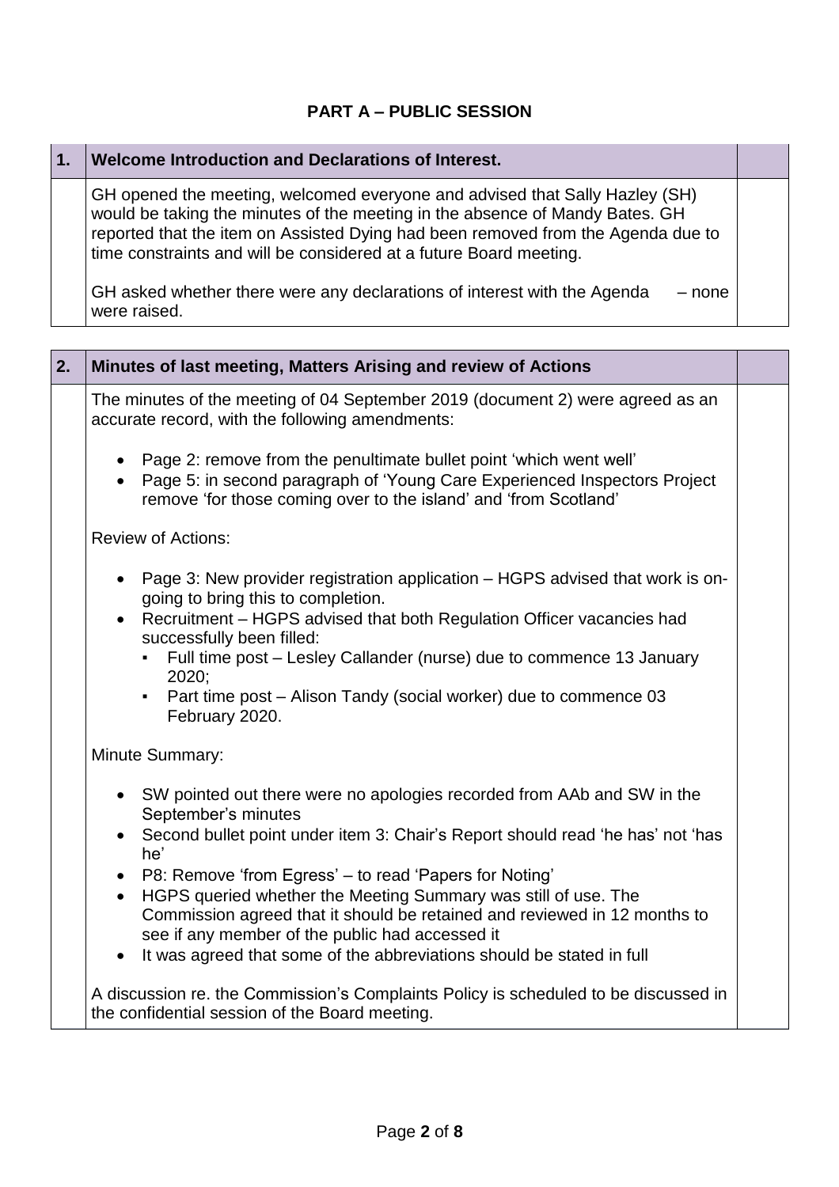## PART A – PUBLIC SESSION

| 1. | Welcome Introduction and Declarations of Interest. | |
|---|---|---|
| | GH opened the meeting, welcomed everyone and advised that Sally Hazley (SH) would be taking the minutes of the meeting in the absence of Mandy Bates. GH reported that the item on Assisted Dying had been removed from the Agenda due to time constraints and will be considered at a future Board meeting.<br><br>GH asked whether there were any declarations of interest with the Agenda – none were raised. | |

| 2. | Minutes of last meeting, Matters Arising and review of Actions | |
|---|---|---|
| | The minutes of the meeting of 04 September 2019 (document 2) were agreed as an accurate record, with the following amendments:<br><br>• Page 2: remove from the penultimate bullet point 'which went well'<br>• Page 5: in second paragraph of 'Young Care Experienced Inspectors Project remove 'for those coming over to the island' and 'from Scotland'<br><br>Review of Actions:<br><br>• Page 3: New provider registration application – HGPS advised that work is on-going to bring this to completion.<br>• Recruitment – HGPS advised that both Regulation Officer vacancies had successfully been filled:<br>&nbsp;&nbsp;▪ Full time post – Lesley Callander (nurse) due to commence 13 January 2020;<br>&nbsp;&nbsp;▪ Part time post – Alison Tandy (social worker) due to commence 03 February 2020.<br><br>Minute Summary:<br><br>• SW pointed out there were no apologies recorded from AAb and SW in the September's minutes<br>• Second bullet point under item 3: Chair's Report should read 'he has' not 'has he'<br>• P8: Remove 'from Egress' – to read 'Papers for Noting'<br>• HGPS queried whether the Meeting Summary was still of use. The Commission agreed that it should be retained and reviewed in 12 months to see if any member of the public had accessed it<br>• It was agreed that some of the abbreviations should be stated in full<br><br>A discussion re. the Commission's Complaints Policy is scheduled to be discussed in the confidential session of the Board meeting. | |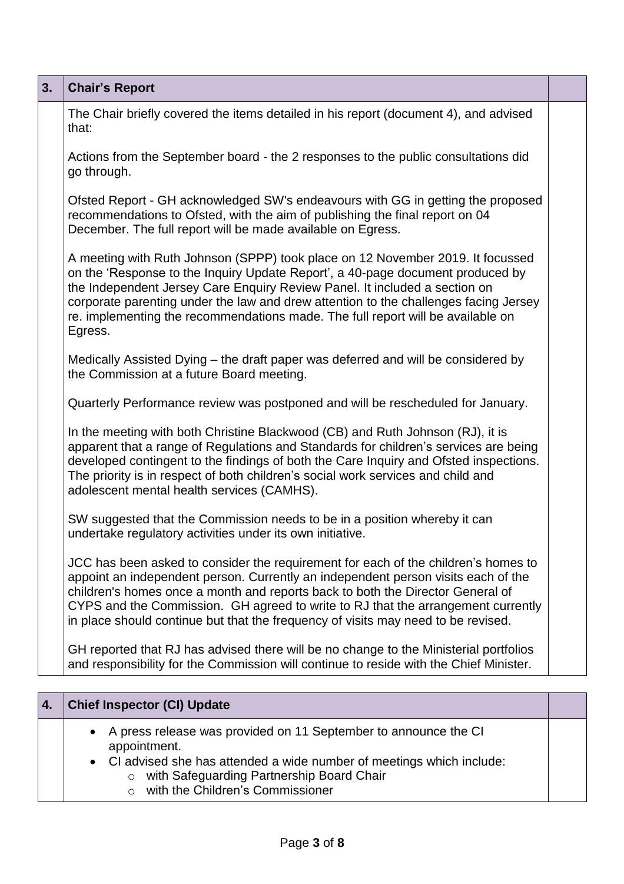| 3. | **Chair's Report** | |
|---|---|---|
| | The Chair briefly covered the items detailed in his report (document 4), and advised that:<br><br>Actions from the September board - the 2 responses to the public consultations did go through.<br><br>Ofsted Report - GH acknowledged SW's endeavours with GG in getting the proposed recommendations to Ofsted, with the aim of publishing the final report on 04 December. The full report will be made available on Egress.<br><br>A meeting with Ruth Johnson (SPPP) took place on 12 November 2019. It focussed on the 'Response to the Inquiry Update Report', a 40-page document produced by the Independent Jersey Care Enquiry Review Panel. It included a section on corporate parenting under the law and drew attention to the challenges facing Jersey re. implementing the recommendations made. The full report will be available on Egress.<br><br>Medically Assisted Dying – the draft paper was deferred and will be considered by the Commission at a future Board meeting.<br><br>Quarterly Performance review was postponed and will be rescheduled for January.<br><br>In the meeting with both Christine Blackwood (CB) and Ruth Johnson (RJ), it is apparent that a range of Regulations and Standards for children's services are being developed contingent to the findings of both the Care Inquiry and Ofsted inspections. The priority is in respect of both children's social work services and child and adolescent mental health services (CAMHS).<br><br>SW suggested that the Commission needs to be in a position whereby it can undertake regulatory activities under its own initiative.<br><br>JCC has been asked to consider the requirement for each of the children's homes to appoint an independent person. Currently an independent person visits each of the children's homes once a month and reports back to both the Director General of CYPS and the Commission. GH agreed to write to RJ that the arrangement currently in place should continue but that the frequency of visits may need to be revised.<br><br>GH reported that RJ has advised there will be no change to the Ministerial portfolios and responsibility for the Commission will continue to reside with the Chief Minister. | |

| 4. | **Chief Inspector (CI) Update** | |
|---|---|---|
| | • A press release was provided on 11 September to announce the CI appointment.<br>• CI advised she has attended a wide number of meetings which include:<br>&nbsp;&nbsp;&nbsp;&nbsp;○ with Safeguarding Partnership Board Chair<br>&nbsp;&nbsp;&nbsp;&nbsp;○ with the Children's Commissioner | |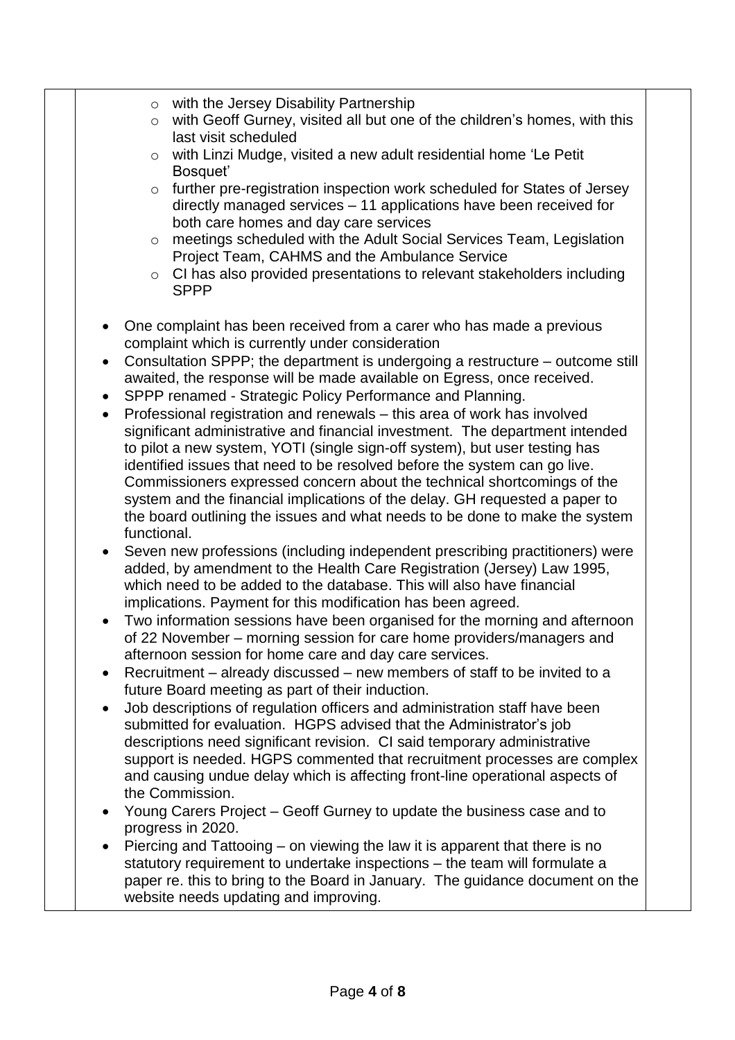- with the Jersey Disability Partnership
    - with Geoff Gurney, visited all but one of the children's homes, with this last visit scheduled
    - with Linzi Mudge, visited a new adult residential home 'Le Petit Bosquet'
    - further pre-registration inspection work scheduled for States of Jersey directly managed services – 11 applications have been received for both care homes and day care services
    - meetings scheduled with the Adult Social Services Team, Legislation Project Team, CAHMS and the Ambulance Service
    - CI has also provided presentations to relevant stakeholders including SPPP

- One complaint has been received from a carer who has made a previous complaint which is currently under consideration
- Consultation SPPP; the department is undergoing a restructure – outcome still awaited, the response will be made available on Egress, once received.
- SPPP renamed - Strategic Policy Performance and Planning.
- Professional registration and renewals – this area of work has involved significant administrative and financial investment. The department intended to pilot a new system, YOTI (single sign-off system), but user testing has identified issues that need to be resolved before the system can go live. Commissioners expressed concern about the technical shortcomings of the system and the financial implications of the delay. GH requested a paper to the board outlining the issues and what needs to be done to make the system functional.
- Seven new professions (including independent prescribing practitioners) were added, by amendment to the Health Care Registration (Jersey) Law 1995, which need to be added to the database. This will also have financial implications. Payment for this modification has been agreed.
- Two information sessions have been organised for the morning and afternoon of 22 November – morning session for care home providers/managers and afternoon session for home care and day care services.
- Recruitment – already discussed – new members of staff to be invited to a future Board meeting as part of their induction.
- Job descriptions of regulation officers and administration staff have been submitted for evaluation. HGPS advised that the Administrator's job descriptions need significant revision. CI said temporary administrative support is needed. HGPS commented that recruitment processes are complex and causing undue delay which is affecting front-line operational aspects of the Commission.
- Young Carers Project – Geoff Gurney to update the business case and to progress in 2020.
- Piercing and Tattooing – on viewing the law it is apparent that there is no statutory requirement to undertake inspections – the team will formulate a paper re. this to bring to the Board in January. The guidance document on the website needs updating and improving.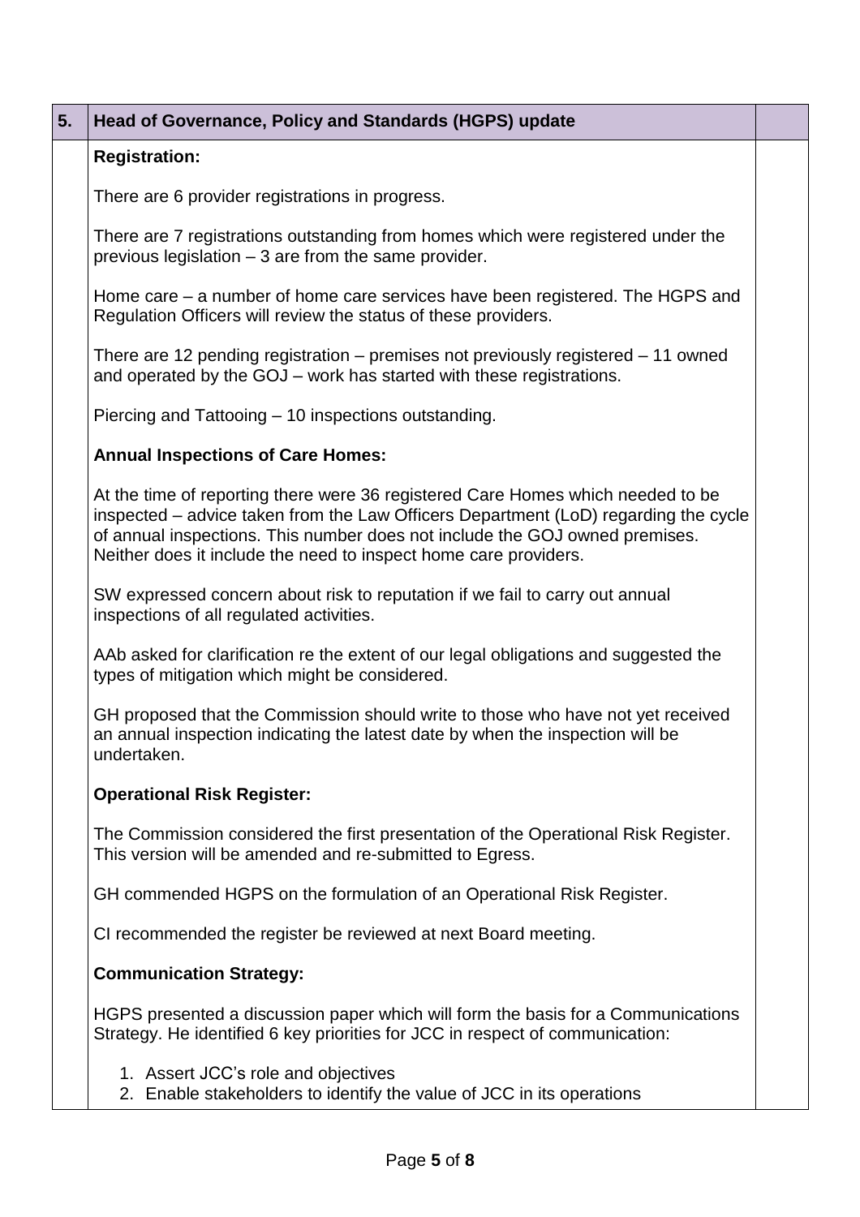| 5. | Head of Governance, Policy and Standards (HGPS) update | |
|---|---|---|
| | **Registration:**<br><br>There are 6 provider registrations in progress.<br><br>There are 7 registrations outstanding from homes which were registered under the previous legislation – 3 are from the same provider.<br><br>Home care – a number of home care services have been registered. The HGPS and Regulation Officers will review the status of these providers.<br><br>There are 12 pending registration – premises not previously registered – 11 owned and operated by the GOJ – work has started with these registrations.<br><br>Piercing and Tattooing – 10 inspections outstanding.<br><br>**Annual Inspections of Care Homes:**<br><br>At the time of reporting there were 36 registered Care Homes which needed to be inspected – advice taken from the Law Officers Department (LoD) regarding the cycle of annual inspections. This number does not include the GOJ owned premises. Neither does it include the need to inspect home care providers.<br><br>SW expressed concern about risk to reputation if we fail to carry out annual inspections of all regulated activities.<br><br>AAb asked for clarification re the extent of our legal obligations and suggested the types of mitigation which might be considered.<br><br>GH proposed that the Commission should write to those who have not yet received an annual inspection indicating the latest date by when the inspection will be undertaken.<br><br>**Operational Risk Register:**<br><br>The Commission considered the first presentation of the Operational Risk Register. This version will be amended and re-submitted to Egress.<br><br>GH commended HGPS on the formulation of an Operational Risk Register.<br><br>CI recommended the register be reviewed at next Board meeting.<br><br>**Communication Strategy:**<br><br>HGPS presented a discussion paper which will form the basis for a Communications Strategy. He identified 6 key priorities for JCC in respect of communication:<br><br>1. Assert JCC's role and objectives<br>2. Enable stakeholders to identify the value of JCC in its operations | |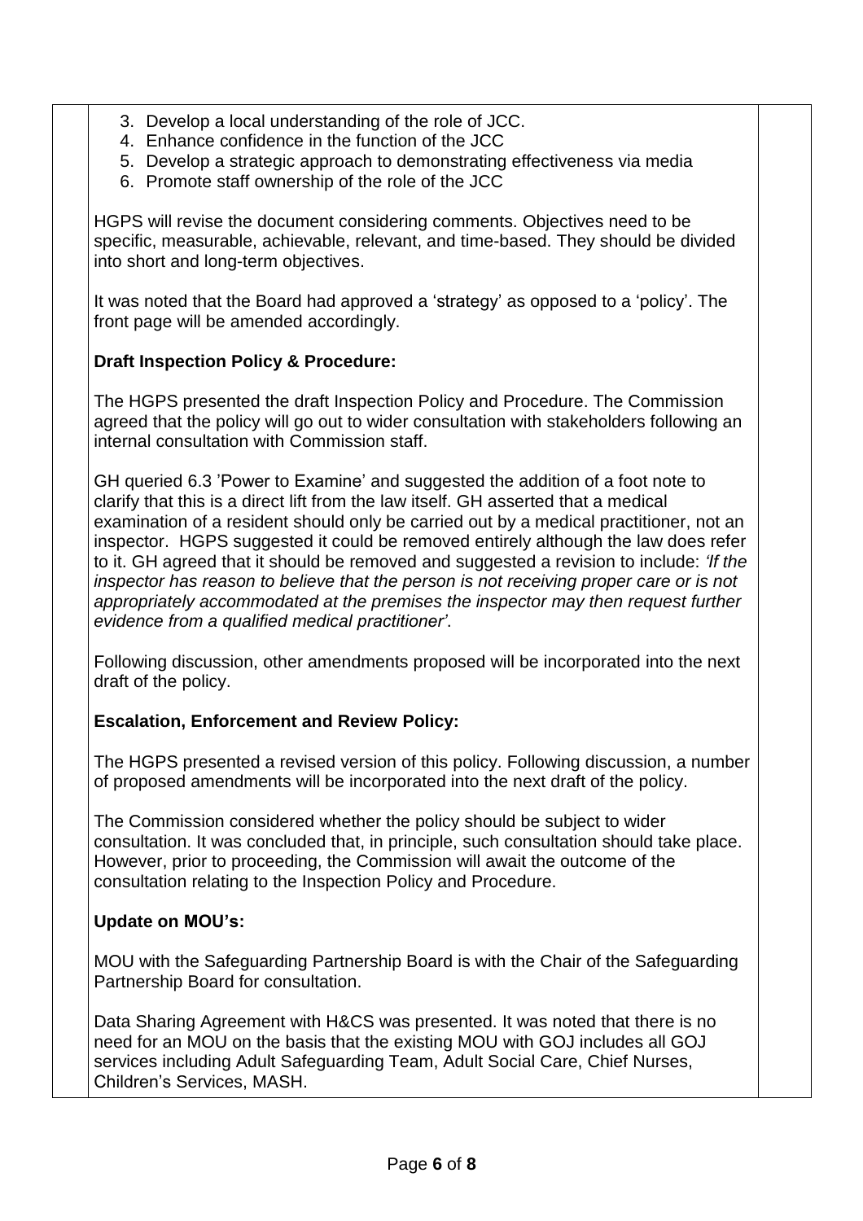3. Develop a local understanding of the role of JCC.
4. Enhance confidence in the function of the JCC
5. Develop a strategic approach to demonstrating effectiveness via media
6. Promote staff ownership of the role of the JCC

HGPS will revise the document considering comments. Objectives need to be specific, measurable, achievable, relevant, and time-based. They should be divided into short and long-term objectives.

It was noted that the Board had approved a 'strategy' as opposed to a 'policy'. The front page will be amended accordingly.

**Draft Inspection Policy & Procedure:**

The HGPS presented the draft Inspection Policy and Procedure. The Commission agreed that the policy will go out to wider consultation with stakeholders following an internal consultation with Commission staff.

GH queried 6.3 'Power to Examine' and suggested the addition of a foot note to clarify that this is a direct lift from the law itself. GH asserted that a medical examination of a resident should only be carried out by a medical practitioner, not an inspector. HGPS suggested it could be removed entirely although the law does refer to it. GH agreed that it should be removed and suggested a revision to include: *'If the inspector has reason to believe that the person is not receiving proper care or is not appropriately accommodated at the premises the inspector may then request further evidence from a qualified medical practitioner'*.

Following discussion, other amendments proposed will be incorporated into the next draft of the policy.

**Escalation, Enforcement and Review Policy:**

The HGPS presented a revised version of this policy. Following discussion, a number of proposed amendments will be incorporated into the next draft of the policy.

The Commission considered whether the policy should be subject to wider consultation. It was concluded that, in principle, such consultation should take place. However, prior to proceeding, the Commission will await the outcome of the consultation relating to the Inspection Policy and Procedure.

**Update on MOU's:**

MOU with the Safeguarding Partnership Board is with the Chair of the Safeguarding Partnership Board for consultation.

Data Sharing Agreement with H&CS was presented. It was noted that there is no need for an MOU on the basis that the existing MOU with GOJ includes all GOJ services including Adult Safeguarding Team, Adult Social Care, Chief Nurses, Children's Services, MASH.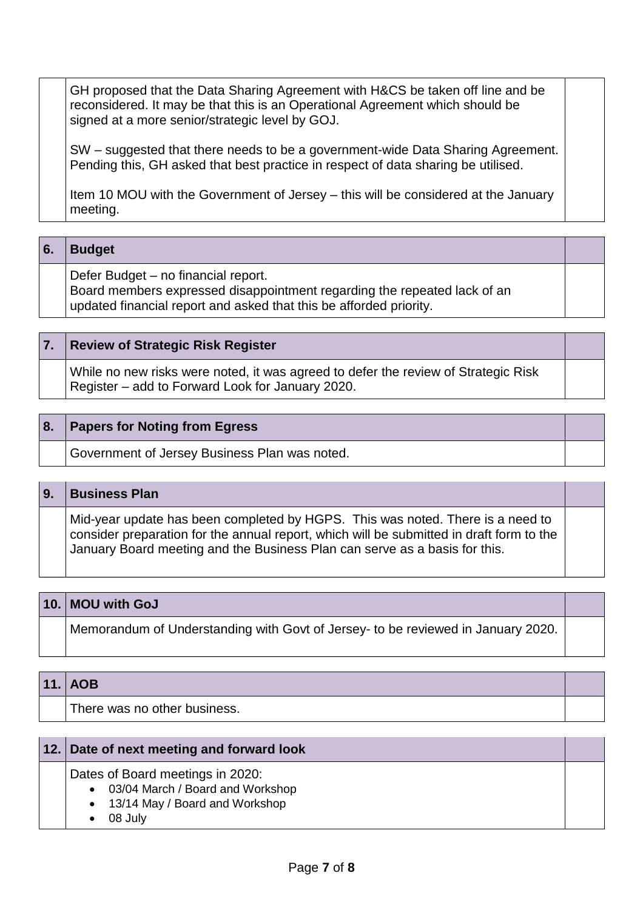| | | |
|---|---|---|
| | GH proposed that the Data Sharing Agreement with H&CS be taken off line and be reconsidered. It may be that this is an Operational Agreement which should be signed at a more senior/strategic level by GOJ.<br><br>SW – suggested that there needs to be a government-wide Data Sharing Agreement. Pending this, GH asked that best practice in respect of data sharing be utilised.<br><br>Item 10 MOU with the Government of Jersey – this will be considered at the January meeting. | |

| 6. | **Budget** | |
|---|---|---|
| | Defer Budget – no financial report.<br>Board members expressed disappointment regarding the repeated lack of an updated financial report and asked that this be afforded priority. | |

| 7. | **Review of Strategic Risk Register** | |
|---|---|---|
| | While no new risks were noted, it was agreed to defer the review of Strategic Risk Register – add to Forward Look for January 2020. | |

| 8. | **Papers for Noting from Egress** | |
|---|---|---|
| | Government of Jersey Business Plan was noted. | |

| 9. | **Business Plan** | |
|---|---|---|
| | Mid-year update has been completed by HGPS. This was noted. There is a need to consider preparation for the annual report, which will be submitted in draft form to the January Board meeting and the Business Plan can serve as a basis for this. | |

| 10. | **MOU with GoJ** | |
|---|---|---|
| | Memorandum of Understanding with Govt of Jersey- to be reviewed in January 2020. | |

| 11. | **AOB** | |
|---|---|---|
| | There was no other business. | |

| 12. | **Date of next meeting and forward look** | |
|---|---|---|
| | Dates of Board meetings in 2020:<br>• 03/04 March / Board and Workshop<br>• 13/14 May / Board and Workshop<br>• 08 July | |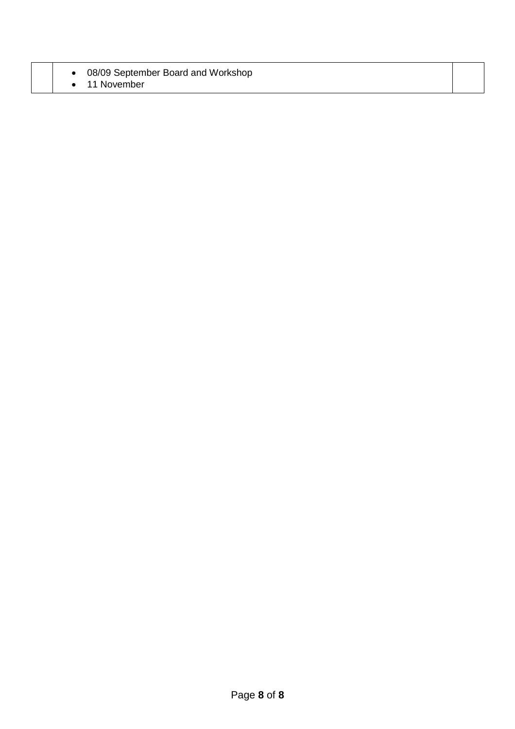| | | |
|---|---|---|
| | • 08/09 September Board and Workshop<br>• 11 November | |